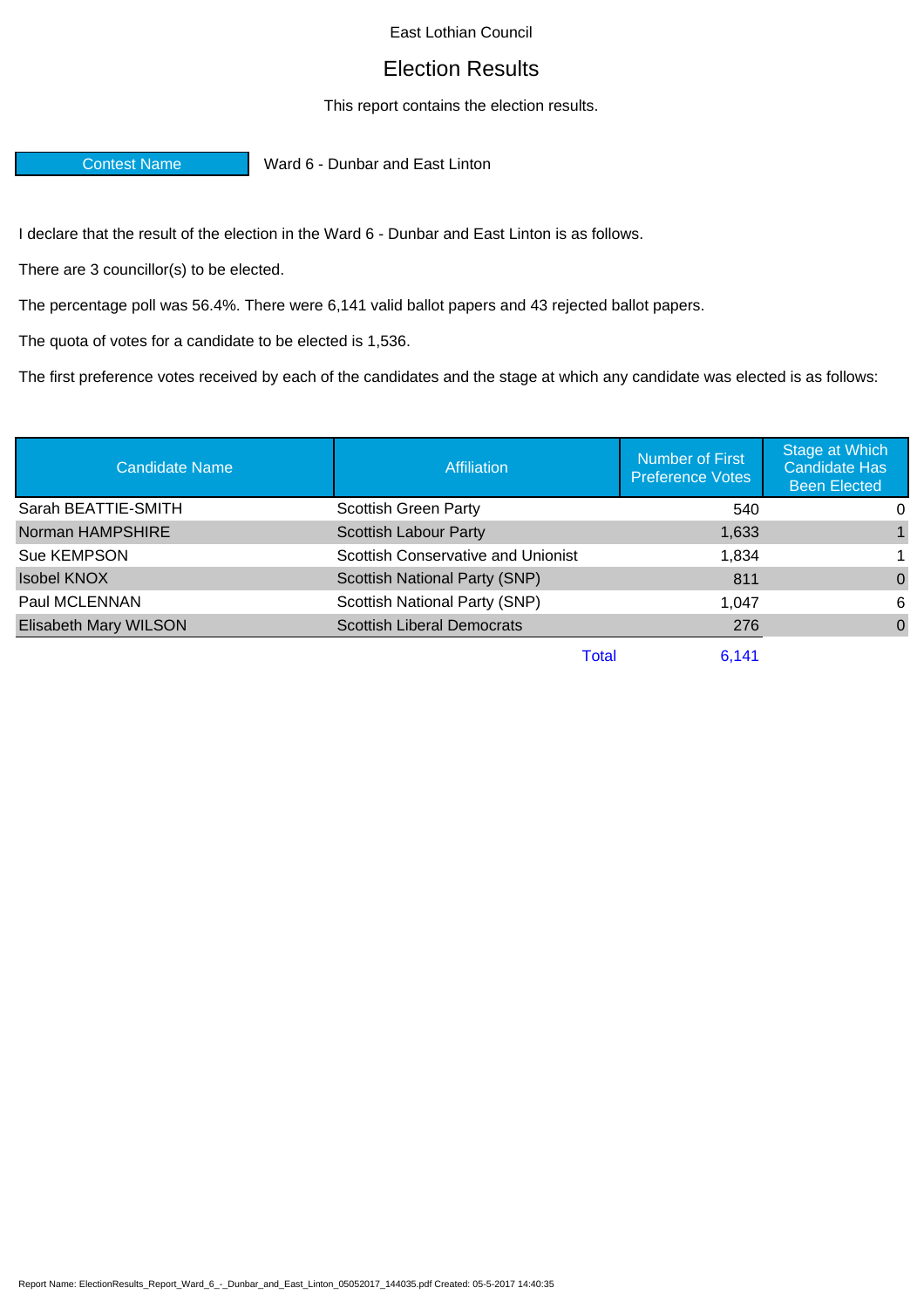East Lothian Council

# Election Results

This report contains the election results.

| Contest Name | Ward 6 - Dunbar and East Linton |
|---|---|

I declare that the result of the election in the Ward 6 - Dunbar and East Linton is as follows.

There are 3 councillor(s) to be elected.

The percentage poll was 56.4%. There were 6,141 valid ballot papers and 43 rejected ballot papers.

The quota of votes for a candidate to be elected is 1,536.

The first preference votes received by each of the candidates and the stage at which any candidate was elected is as follows:

| Candidate Name | Affiliation | Number of First Preference Votes | Stage at Which Candidate Has Been Elected |
|---|---|---|---|
| Sarah BEATTIE-SMITH | Scottish Green Party | 540 | 0 |
| Norman HAMPSHIRE | Scottish Labour Party | 1,633 | 1 |
| Sue KEMPSON | Scottish Conservative and Unionist | 1,834 | 1 |
| Isobel KNOX | Scottish National Party (SNP) | 811 | 0 |
| Paul MCLENNAN | Scottish National Party (SNP) | 1,047 | 6 |
| Elisabeth Mary WILSON | Scottish Liberal Democrats | 276 | 0 |
| | Total | 6,141 | |

Report Name: ElectionResults_Report_Ward_6_-_Dunbar_and_East_Linton_05052017_144035.pdf Created: 05-5-2017 14:40:35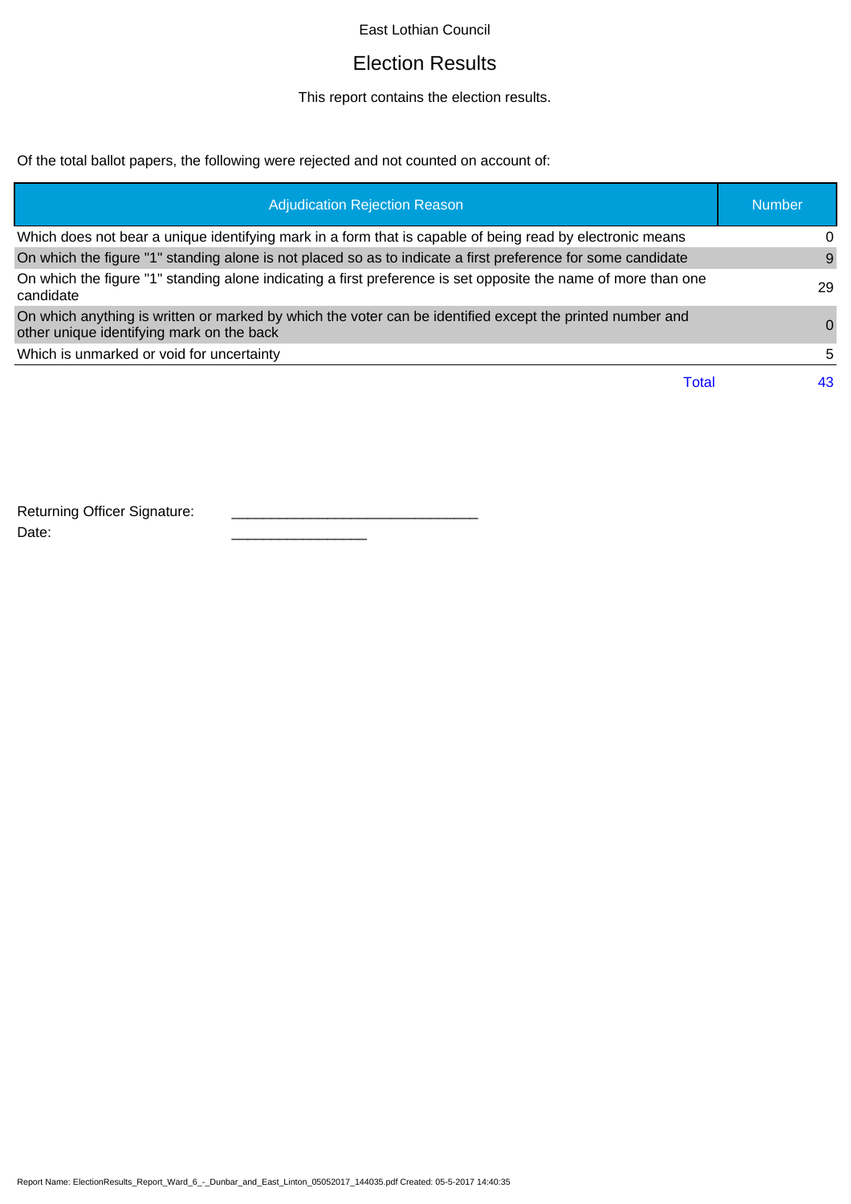East Lothian Council

# Election Results

This report contains the election results.

Of the total ballot papers, the following were rejected and not counted on account of:

| Adjudication Rejection Reason | Number |
|---|---|
| Which does not bear a unique identifying mark in a form that is capable of being read by electronic means | 0 |
| On which the figure "1" standing alone is not placed so as to indicate a first preference for some candidate | 9 |
| On which the figure "1" standing alone indicating a first preference is set opposite the name of more than one candidate | 29 |
| On which anything is written or marked by which the voter can be identified except the printed number and other unique identifying mark on the back | 0 |
| Which is unmarked or void for uncertainty | 5 |
| Total | 43 |

Returning Officer Signature: ______________________________

Date: ________________